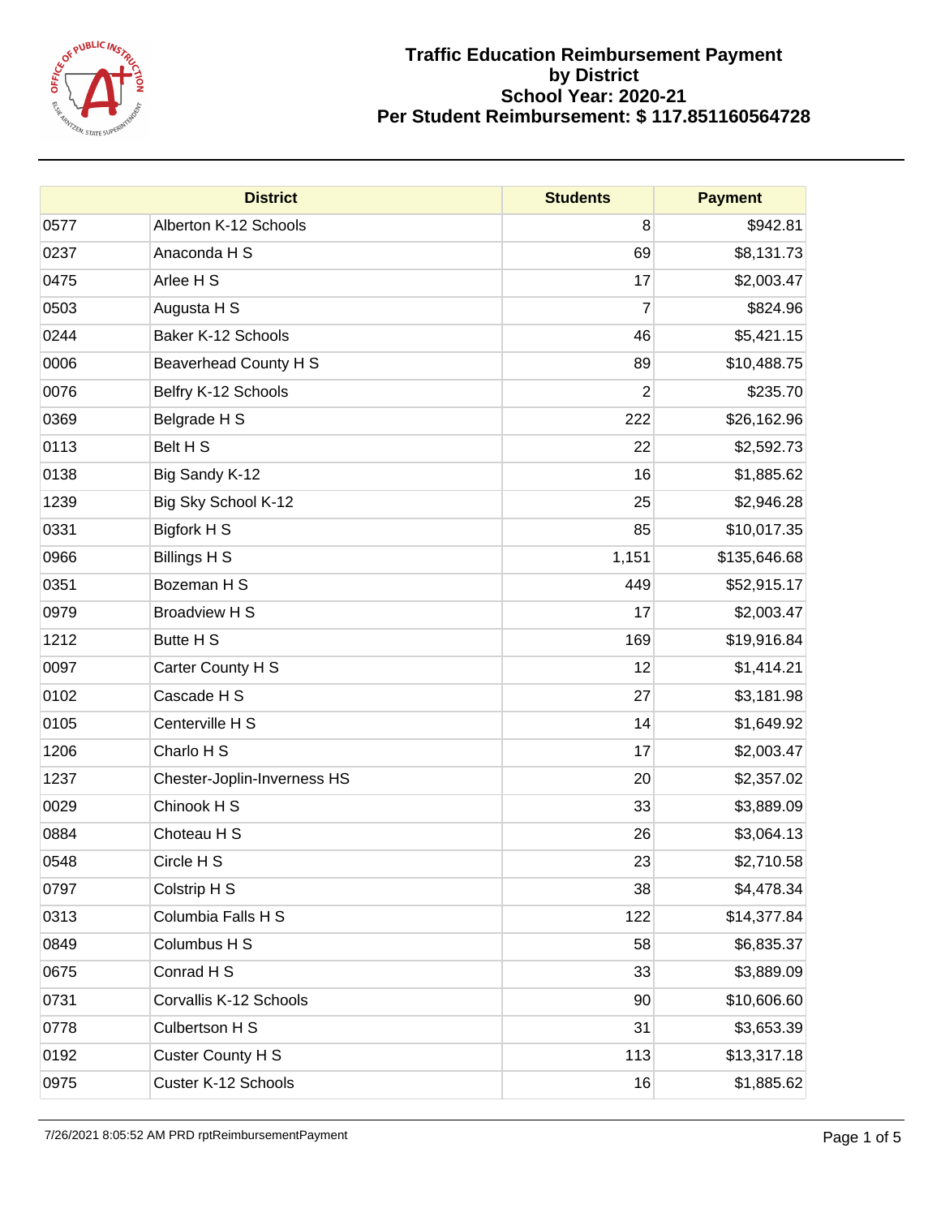# Traffic Education Reimbursement Payment by District

## School Year: 2020-21

## Per Student Reimbursement: $ 117.851160564728

| District | | Students | Payment |
|---|---|---|---|
| 0577 | Alberton K-12 Schools | 8 | $942.81 |
| 0237 | Anaconda H S | 69 | $8,131.73 |
| 0475 | Arlee H S | 17 | $2,003.47 |
| 0503 | Augusta H S | 7 | $824.96 |
| 0244 | Baker K-12 Schools | 46 | $5,421.15 |
| 0006 | Beaverhead County H S | 89 | $10,488.75 |
| 0076 | Belfry K-12 Schools | 2 | $235.70 |
| 0369 | Belgrade H S | 222 | $26,162.96 |
| 0113 | Belt H S | 22 | $2,592.73 |
| 0138 | Big Sandy K-12 | 16 | $1,885.62 |
| 1239 | Big Sky School K-12 | 25 | $2,946.28 |
| 0331 | Bigfork H S | 85 | $10,017.35 |
| 0966 | Billings H S | 1,151 | $135,646.68 |
| 0351 | Bozeman H S | 449 | $52,915.17 |
| 0979 | Broadview H S | 17 | $2,003.47 |
| 1212 | Butte H S | 169 | $19,916.84 |
| 0097 | Carter County H S | 12 | $1,414.21 |
| 0102 | Cascade H S | 27 | $3,181.98 |
| 0105 | Centerville H S | 14 | $1,649.92 |
| 1206 | Charlo H S | 17 | $2,003.47 |
| 1237 | Chester-Joplin-Inverness HS | 20 | $2,357.02 |
| 0029 | Chinook H S | 33 | $3,889.09 |
| 0884 | Choteau H S | 26 | $3,064.13 |
| 0548 | Circle H S | 23 | $2,710.58 |
| 0797 | Colstrip H S | 38 | $4,478.34 |
| 0313 | Columbia Falls H S | 122 | $14,377.84 |
| 0849 | Columbus H S | 58 | $6,835.37 |
| 0675 | Conrad H S | 33 | $3,889.09 |
| 0731 | Corvallis K-12 Schools | 90 | $10,606.60 |
| 0778 | Culbertson H S | 31 | $3,653.39 |
| 0192 | Custer County H S | 113 | $13,317.18 |
| 0975 | Custer K-12 Schools | 16 | $1,885.62 |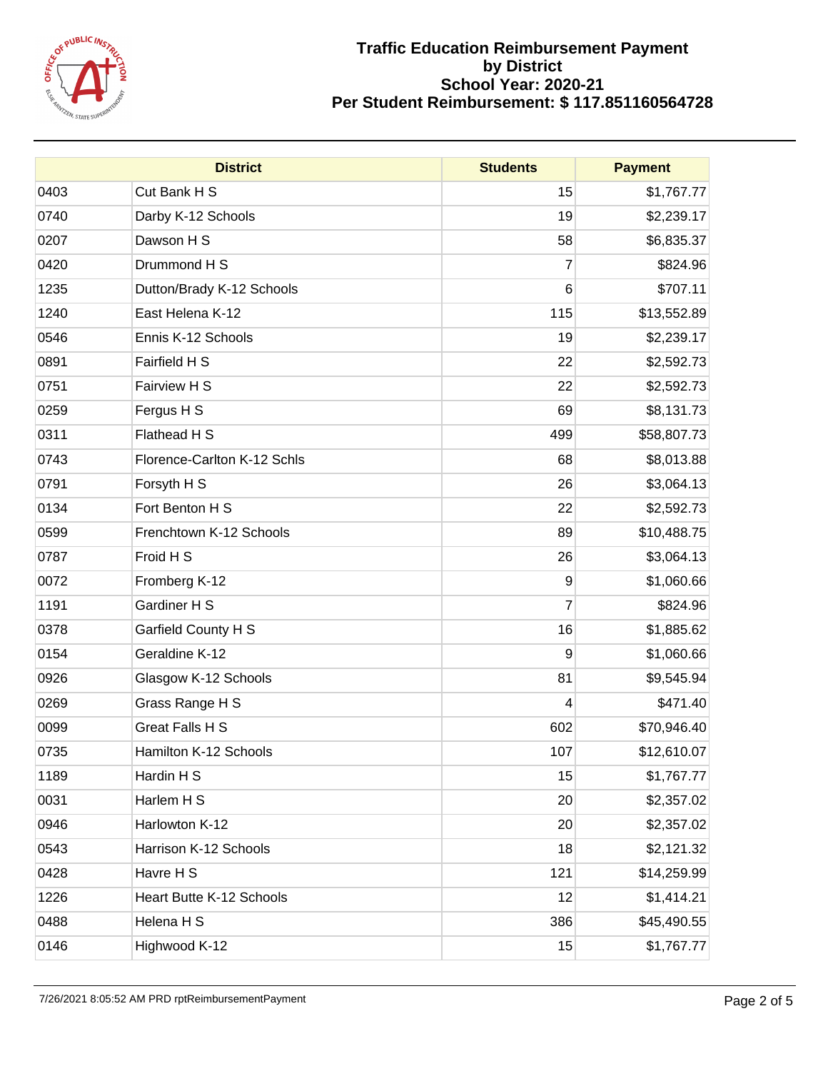# Traffic Education Reimbursement Payment by District
## School Year: 2020-21
## Per Student Reimbursement: $ 117.851160564728

| District | | Students | Payment |
|---|---|---|---|
| 0403 | Cut Bank H S | 15 | $1,767.77 |
| 0740 | Darby K-12 Schools | 19 | $2,239.17 |
| 0207 | Dawson H S | 58 | $6,835.37 |
| 0420 | Drummond H S | 7 | $824.96 |
| 1235 | Dutton/Brady K-12 Schools | 6 | $707.11 |
| 1240 | East Helena K-12 | 115 | $13,552.89 |
| 0546 | Ennis K-12 Schools | 19 | $2,239.17 |
| 0891 | Fairfield H S | 22 | $2,592.73 |
| 0751 | Fairview H S | 22 | $2,592.73 |
| 0259 | Fergus H S | 69 | $8,131.73 |
| 0311 | Flathead H S | 499 | $58,807.73 |
| 0743 | Florence-Carlton K-12 Schls | 68 | $8,013.88 |
| 0791 | Forsyth H S | 26 | $3,064.13 |
| 0134 | Fort Benton H S | 22 | $2,592.73 |
| 0599 | Frenchtown K-12 Schools | 89 | $10,488.75 |
| 0787 | Froid H S | 26 | $3,064.13 |
| 0072 | Fromberg K-12 | 9 | $1,060.66 |
| 1191 | Gardiner H S | 7 | $824.96 |
| 0378 | Garfield County H S | 16 | $1,885.62 |
| 0154 | Geraldine K-12 | 9 | $1,060.66 |
| 0926 | Glasgow K-12 Schools | 81 | $9,545.94 |
| 0269 | Grass Range H S | 4 | $471.40 |
| 0099 | Great Falls H S | 602 | $70,946.40 |
| 0735 | Hamilton K-12 Schools | 107 | $12,610.07 |
| 1189 | Hardin H S | 15 | $1,767.77 |
| 0031 | Harlem H S | 20 | $2,357.02 |
| 0946 | Harlowton K-12 | 20 | $2,357.02 |
| 0543 | Harrison K-12 Schools | 18 | $2,121.32 |
| 0428 | Havre H S | 121 | $14,259.99 |
| 1226 | Heart Butte K-12 Schools | 12 | $1,414.21 |
| 0488 | Helena H S | 386 | $45,490.55 |
| 0146 | Highwood K-12 | 15 | $1,767.77 |

7/26/2021 8:05:52 AM PRD rptReimbursementPayment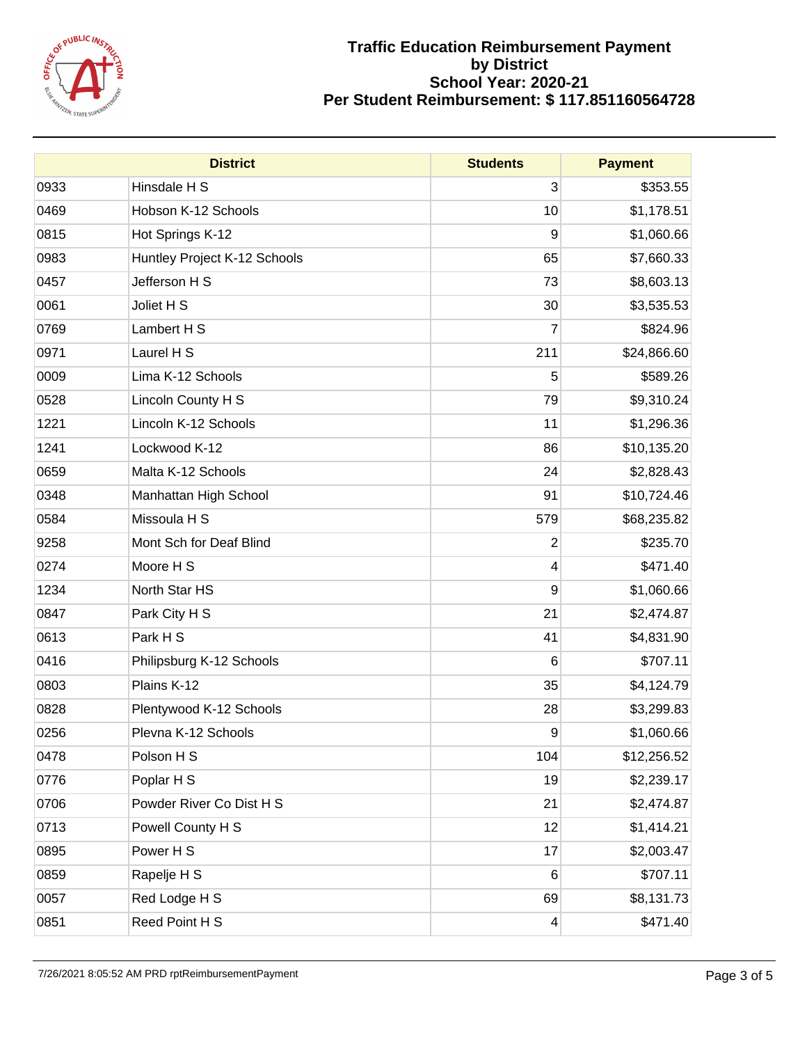# Traffic Education Reimbursement Payment by District School Year: 2020-21 Per Student Reimbursement: $ 117.851160564728

| District | | Students | Payment |
|---|---|---|---|
| 0933 | Hinsdale H S | 3 | $353.55 |
| 0469 | Hobson K-12 Schools | 10 | $1,178.51 |
| 0815 | Hot Springs K-12 | 9 | $1,060.66 |
| 0983 | Huntley Project K-12 Schools | 65 | $7,660.33 |
| 0457 | Jefferson H S | 73 | $8,603.13 |
| 0061 | Joliet H S | 30 | $3,535.53 |
| 0769 | Lambert H S | 7 | $824.96 |
| 0971 | Laurel H S | 211 | $24,866.60 |
| 0009 | Lima K-12 Schools | 5 | $589.26 |
| 0528 | Lincoln County H S | 79 | $9,310.24 |
| 1221 | Lincoln K-12 Schools | 11 | $1,296.36 |
| 1241 | Lockwood K-12 | 86 | $10,135.20 |
| 0659 | Malta K-12 Schools | 24 | $2,828.43 |
| 0348 | Manhattan High School | 91 | $10,724.46 |
| 0584 | Missoula H S | 579 | $68,235.82 |
| 9258 | Mont Sch for Deaf Blind | 2 | $235.70 |
| 0274 | Moore H S | 4 | $471.40 |
| 1234 | North Star HS | 9 | $1,060.66 |
| 0847 | Park City H S | 21 | $2,474.87 |
| 0613 | Park H S | 41 | $4,831.90 |
| 0416 | Philipsburg K-12 Schools | 6 | $707.11 |
| 0803 | Plains K-12 | 35 | $4,124.79 |
| 0828 | Plentywood K-12 Schools | 28 | $3,299.83 |
| 0256 | Plevna K-12 Schools | 9 | $1,060.66 |
| 0478 | Polson H S | 104 | $12,256.52 |
| 0776 | Poplar H S | 19 | $2,239.17 |
| 0706 | Powder River Co Dist H S | 21 | $2,474.87 |
| 0713 | Powell County H S | 12 | $1,414.21 |
| 0895 | Power H S | 17 | $2,003.47 |
| 0859 | Rapelje H S | 6 | $707.11 |
| 0057 | Red Lodge H S | 69 | $8,131.73 |
| 0851 | Reed Point H S | 4 | $471.40 |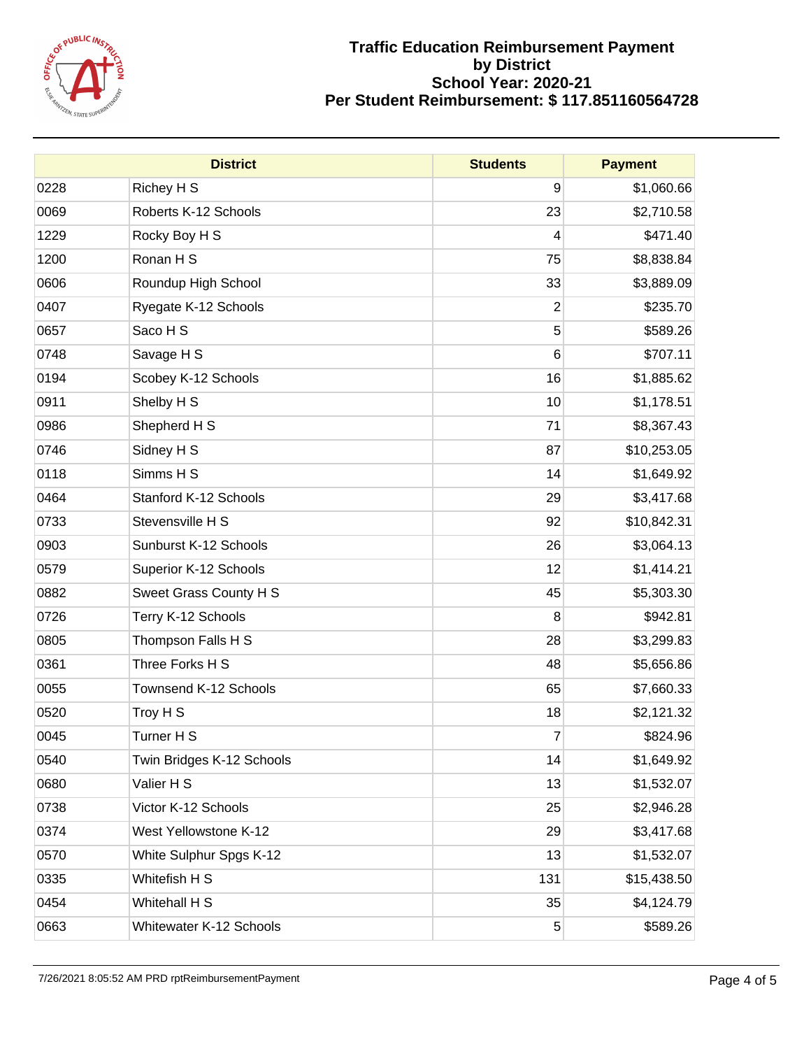# Traffic Education Reimbursement Payment by District
## School Year: 2020-21
## Per Student Reimbursement: $ 117.851160564728

| District | | Students | Payment |
|---|---|---|---|
| 0228 | Richey H S | 9 | $1,060.66 |
| 0069 | Roberts K-12 Schools | 23 | $2,710.58 |
| 1229 | Rocky Boy H S | 4 | $471.40 |
| 1200 | Ronan H S | 75 | $8,838.84 |
| 0606 | Roundup High School | 33 | $3,889.09 |
| 0407 | Ryegate K-12 Schools | 2 | $235.70 |
| 0657 | Saco H S | 5 | $589.26 |
| 0748 | Savage H S | 6 | $707.11 |
| 0194 | Scobey K-12 Schools | 16 | $1,885.62 |
| 0911 | Shelby H S | 10 | $1,178.51 |
| 0986 | Shepherd H S | 71 | $8,367.43 |
| 0746 | Sidney H S | 87 | $10,253.05 |
| 0118 | Simms H S | 14 | $1,649.92 |
| 0464 | Stanford K-12 Schools | 29 | $3,417.68 |
| 0733 | Stevensville H S | 92 | $10,842.31 |
| 0903 | Sunburst K-12 Schools | 26 | $3,064.13 |
| 0579 | Superior K-12 Schools | 12 | $1,414.21 |
| 0882 | Sweet Grass County H S | 45 | $5,303.30 |
| 0726 | Terry K-12 Schools | 8 | $942.81 |
| 0805 | Thompson Falls H S | 28 | $3,299.83 |
| 0361 | Three Forks H S | 48 | $5,656.86 |
| 0055 | Townsend K-12 Schools | 65 | $7,660.33 |
| 0520 | Troy H S | 18 | $2,121.32 |
| 0045 | Turner H S | 7 | $824.96 |
| 0540 | Twin Bridges K-12 Schools | 14 | $1,649.92 |
| 0680 | Valier H S | 13 | $1,532.07 |
| 0738 | Victor K-12 Schools | 25 | $2,946.28 |
| 0374 | West Yellowstone K-12 | 29 | $3,417.68 |
| 0570 | White Sulphur Spgs K-12 | 13 | $1,532.07 |
| 0335 | Whitefish H S | 131 | $15,438.50 |
| 0454 | Whitehall H S | 35 | $4,124.79 |
| 0663 | Whitewater K-12 Schools | 5 | $589.26 |

7/26/2021 8:05:52 AM PRD rptReimbursementPayment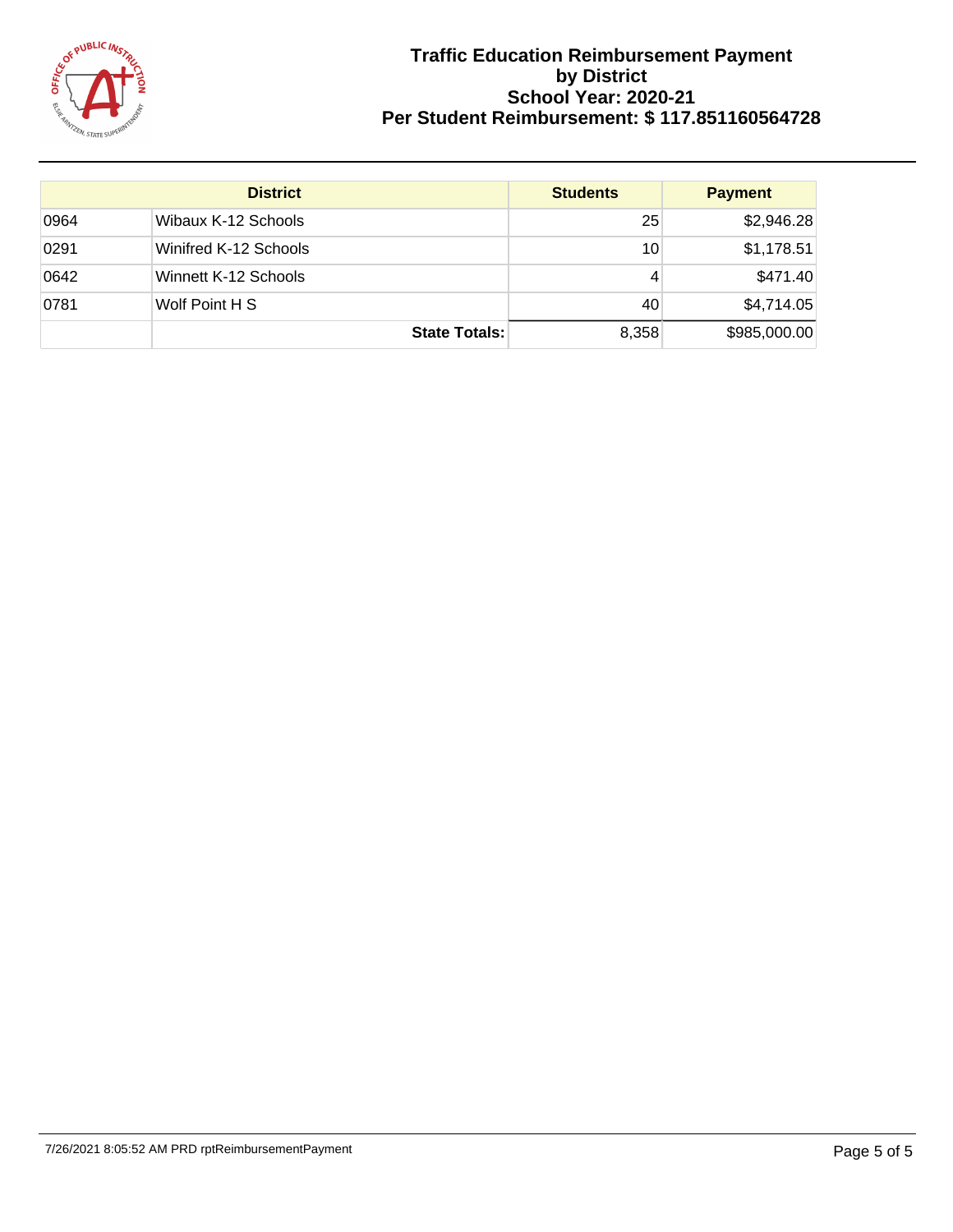# Traffic Education Reimbursement Payment by District

## School Year: 2020-21

## Per Student Reimbursement: $ 117.851160564728

| District | | Students | Payment |
|---|---|---|---|
| 0964 | Wibaux K-12 Schools | 25 | $2,946.28 |
| 0291 | Winifred K-12 Schools | 10 | $1,178.51 |
| 0642 | Winnett K-12 Schools | 4 | $471.40 |
| 0781 | Wolf Point H S | 40 | $4,714.05 |
| | **State Totals:** | 8,358 | $985,000.00 |

7/26/2021 8:05:52 AM PRD rptReimbursementPayment